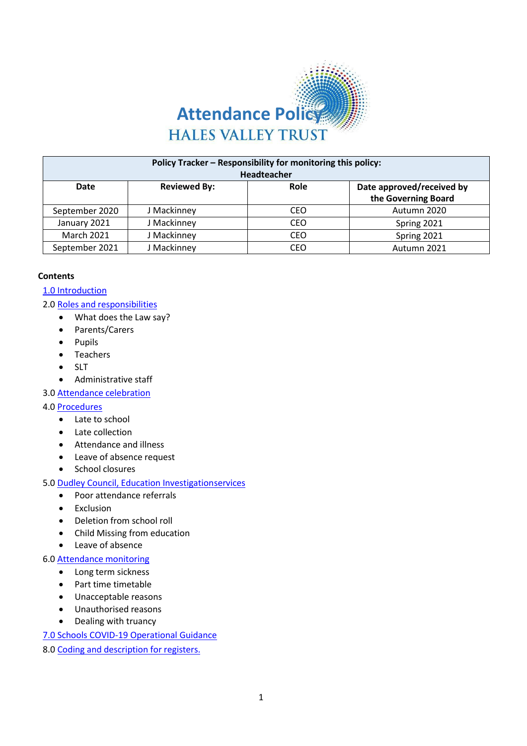# Attendance Policy

## HALES VALLEY TRUST

| Policy Tracker – Responsibility for monitoring this policy: Headteacher | | | |
|---|---|---|---|
| **Date** | **Reviewed By:** | **Role** | **Date approved/received by the Governing Board** |
| September 2020 | J Mackinney | CEO | Autumn 2020 |
| January 2021 | J Mackinney | CEO | Spring 2021 |
| March 2021 | J Mackinney | CEO | Spring 2021 |
| September 2021 | J Mackinney | CEO | Autumn 2021 |

**Contents**

1.0 Introduction

2.0 Roles and responsibilities
- What does the Law say?
- Parents/Carers
- Pupils
- Teachers
- SLT
- Administrative staff

3.0 Attendance celebration

4.0 Procedures
- Late to school
- Late collection
- Attendance and illness
- Leave of absence request
- School closures

5.0 Dudley Council, Education Investigationservices
- Poor attendance referrals
- Exclusion
- Deletion from school roll
- Child Missing from education
- Leave of absence

6.0 Attendance monitoring
- Long term sickness
- Part time timetable
- Unacceptable reasons
- Unauthorised reasons
- Dealing with truancy

7.0 Schools COVID-19 Operational Guidance

8.0 Coding and description for registers.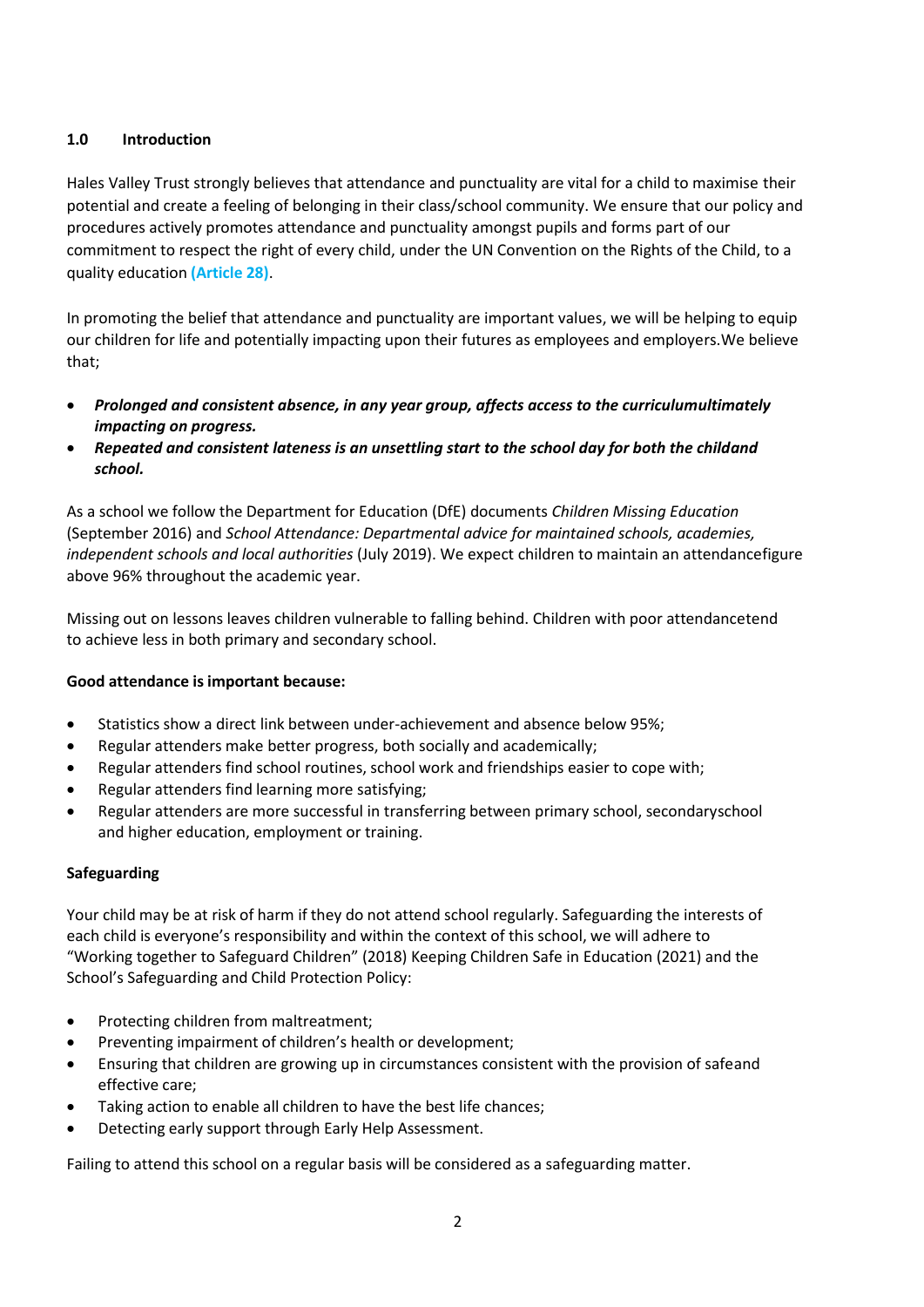## 1.0 Introduction

Hales Valley Trust strongly believes that attendance and punctuality are vital for a child to maximise their potential and create a feeling of belonging in their class/school community. We ensure that our policy and procedures actively promotes attendance and punctuality amongst pupils and forms part of our commitment to respect the right of every child, under the UN Convention on the Rights of the Child, to a quality education **(Article 28)**.

In promoting the belief that attendance and punctuality are important values, we will be helping to equip our children for life and potentially impacting upon their futures as employees and employers.We believe that;

- ***Prolonged and consistent absence, in any year group, affects access to the curriculumultimately impacting on progress.***
- ***Repeated and consistent lateness is an unsettling start to the school day for both the childand school.***

As a school we follow the Department for Education (DfE) documents *Children Missing Education* (September 2016) and *School Attendance: Departmental advice for maintained schools, academies, independent schools and local authorities* (July 2019). We expect children to maintain an attendancefigure above 96% throughout the academic year.

Missing out on lessons leaves children vulnerable to falling behind. Children with poor attendancetend to achieve less in both primary and secondary school.

**Good attendance is important because:**

- Statistics show a direct link between under-achievement and absence below 95%;
- Regular attenders make better progress, both socially and academically;
- Regular attenders find school routines, school work and friendships easier to cope with;
- Regular attenders find learning more satisfying;
- Regular attenders are more successful in transferring between primary school, secondaryschool and higher education, employment or training.

**Safeguarding**

Your child may be at risk of harm if they do not attend school regularly. Safeguarding the interests of each child is everyone's responsibility and within the context of this school, we will adhere to "Working together to Safeguard Children" (2018) Keeping Children Safe in Education (2021) and the School's Safeguarding and Child Protection Policy:

- Protecting children from maltreatment;
- Preventing impairment of children's health or development;
- Ensuring that children are growing up in circumstances consistent with the provision of safeand effective care;
- Taking action to enable all children to have the best life chances;
- Detecting early support through Early Help Assessment.

Failing to attend this school on a regular basis will be considered as a safeguarding matter.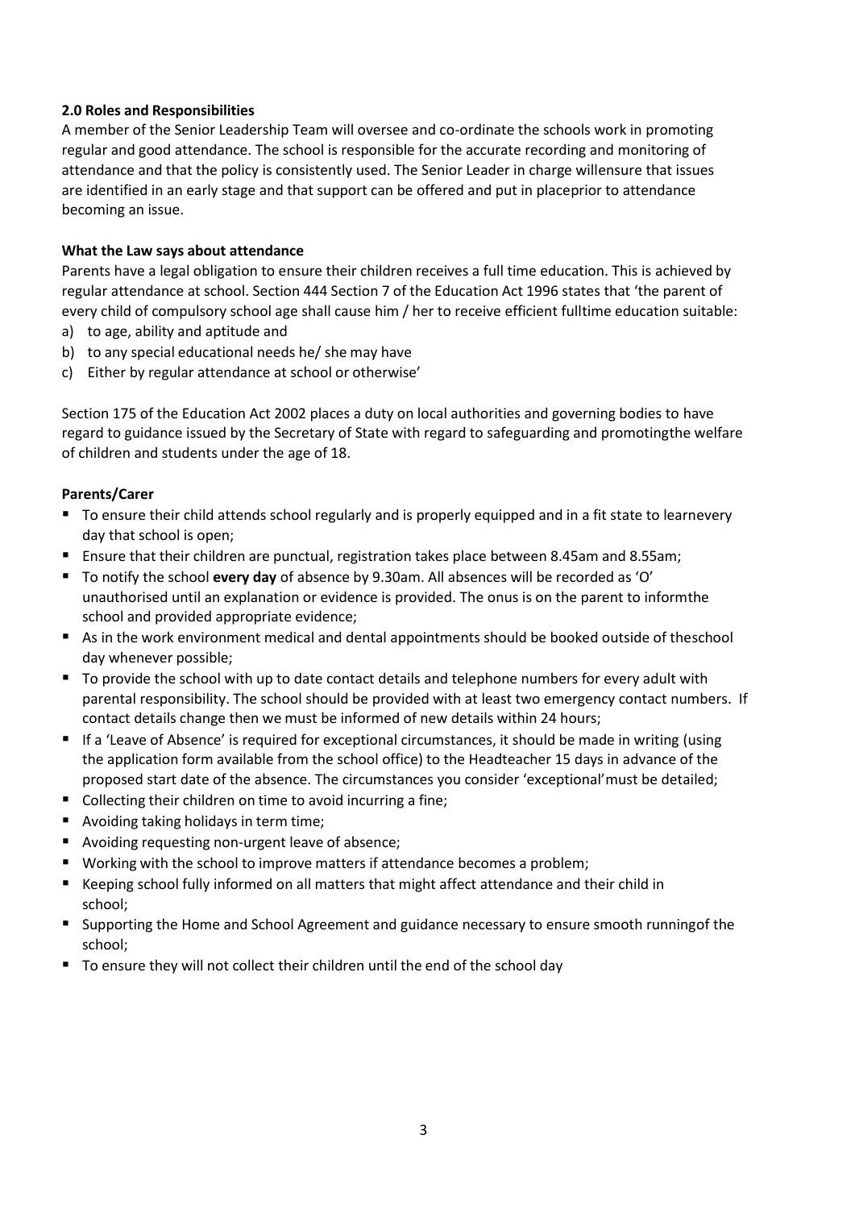**2.0 Roles and Responsibilities**

A member of the Senior Leadership Team will oversee and co-ordinate the schools work in promoting regular and good attendance. The school is responsible for the accurate recording and monitoring of attendance and that the policy is consistently used. The Senior Leader in charge willensure that issues are identified in an early stage and that support can be offered and put in placeprior to attendance becoming an issue.

**What the Law says about attendance**

Parents have a legal obligation to ensure their children receives a full time education. This is achieved by regular attendance at school. Section 444 Section 7 of the Education Act 1996 states that 'the parent of every child of compulsory school age shall cause him / her to receive efficient fulltime education suitable:

a) to age, ability and aptitude and
b) to any special educational needs he/ she may have
c) Either by regular attendance at school or otherwise'

Section 175 of the Education Act 2002 places a duty on local authorities and governing bodies to have regard to guidance issued by the Secretary of State with regard to safeguarding and promotingthe welfare of children and students under the age of 18.

**Parents/Carer**

- To ensure their child attends school regularly and is properly equipped and in a fit state to learnevery day that school is open;
- Ensure that their children are punctual, registration takes place between 8.45am and 8.55am;
- To notify the school **every day** of absence by 9.30am. All absences will be recorded as 'O' unauthorised until an explanation or evidence is provided. The onus is on the parent to informthe school and provided appropriate evidence;
- As in the work environment medical and dental appointments should be booked outside of theschool day whenever possible;
- To provide the school with up to date contact details and telephone numbers for every adult with parental responsibility. The school should be provided with at least two emergency contact numbers. If contact details change then we must be informed of new details within 24 hours;
- If a 'Leave of Absence' is required for exceptional circumstances, it should be made in writing (using the application form available from the school office) to the Headteacher 15 days in advance of the proposed start date of the absence. The circumstances you consider 'exceptional'must be detailed;
- Collecting their children on time to avoid incurring a fine;
- Avoiding taking holidays in term time;
- Avoiding requesting non-urgent leave of absence;
- Working with the school to improve matters if attendance becomes a problem;
- Keeping school fully informed on all matters that might affect attendance and their child in school;
- Supporting the Home and School Agreement and guidance necessary to ensure smooth runningof the school;
- To ensure they will not collect their children until the end of the school day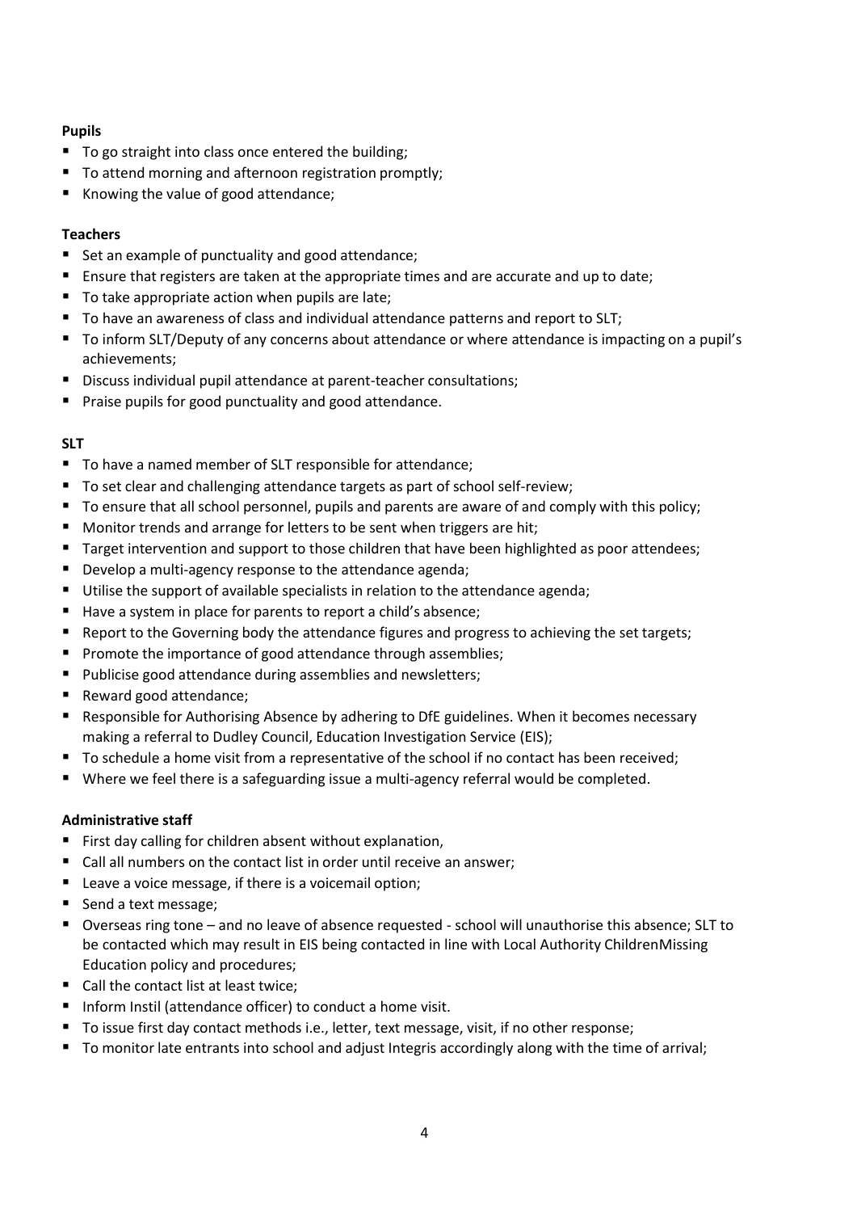**Pupils**

- To go straight into class once entered the building;
- To attend morning and afternoon registration promptly;
- Knowing the value of good attendance;

**Teachers**

- Set an example of punctuality and good attendance;
- Ensure that registers are taken at the appropriate times and are accurate and up to date;
- To take appropriate action when pupils are late;
- To have an awareness of class and individual attendance patterns and report to SLT;
- To inform SLT/Deputy of any concerns about attendance or where attendance is impacting on a pupil's achievements;
- Discuss individual pupil attendance at parent-teacher consultations;
- Praise pupils for good punctuality and good attendance.

**SLT**

- To have a named member of SLT responsible for attendance;
- To set clear and challenging attendance targets as part of school self-review;
- To ensure that all school personnel, pupils and parents are aware of and comply with this policy;
- Monitor trends and arrange for letters to be sent when triggers are hit;
- Target intervention and support to those children that have been highlighted as poor attendees;
- Develop a multi-agency response to the attendance agenda;
- Utilise the support of available specialists in relation to the attendance agenda;
- Have a system in place for parents to report a child's absence;
- Report to the Governing body the attendance figures and progress to achieving the set targets;
- Promote the importance of good attendance through assemblies;
- Publicise good attendance during assemblies and newsletters;
- Reward good attendance;
- Responsible for Authorising Absence by adhering to DfE guidelines. When it becomes necessary making a referral to Dudley Council, Education Investigation Service (EIS);
- To schedule a home visit from a representative of the school if no contact has been received;
- Where we feel there is a safeguarding issue a multi-agency referral would be completed.

**Administrative staff**

- First day calling for children absent without explanation,
- Call all numbers on the contact list in order until receive an answer;
- Leave a voice message, if there is a voicemail option;
- Send a text message;
- Overseas ring tone – and no leave of absence requested - school will unauthorise this absence; SLT to be contacted which may result in EIS being contacted in line with Local Authority ChildrenMissing Education policy and procedures;
- Call the contact list at least twice;
- Inform Instil (attendance officer) to conduct a home visit.
- To issue first day contact methods i.e., letter, text message, visit, if no other response;
- To monitor late entrants into school and adjust Integris accordingly along with the time of arrival;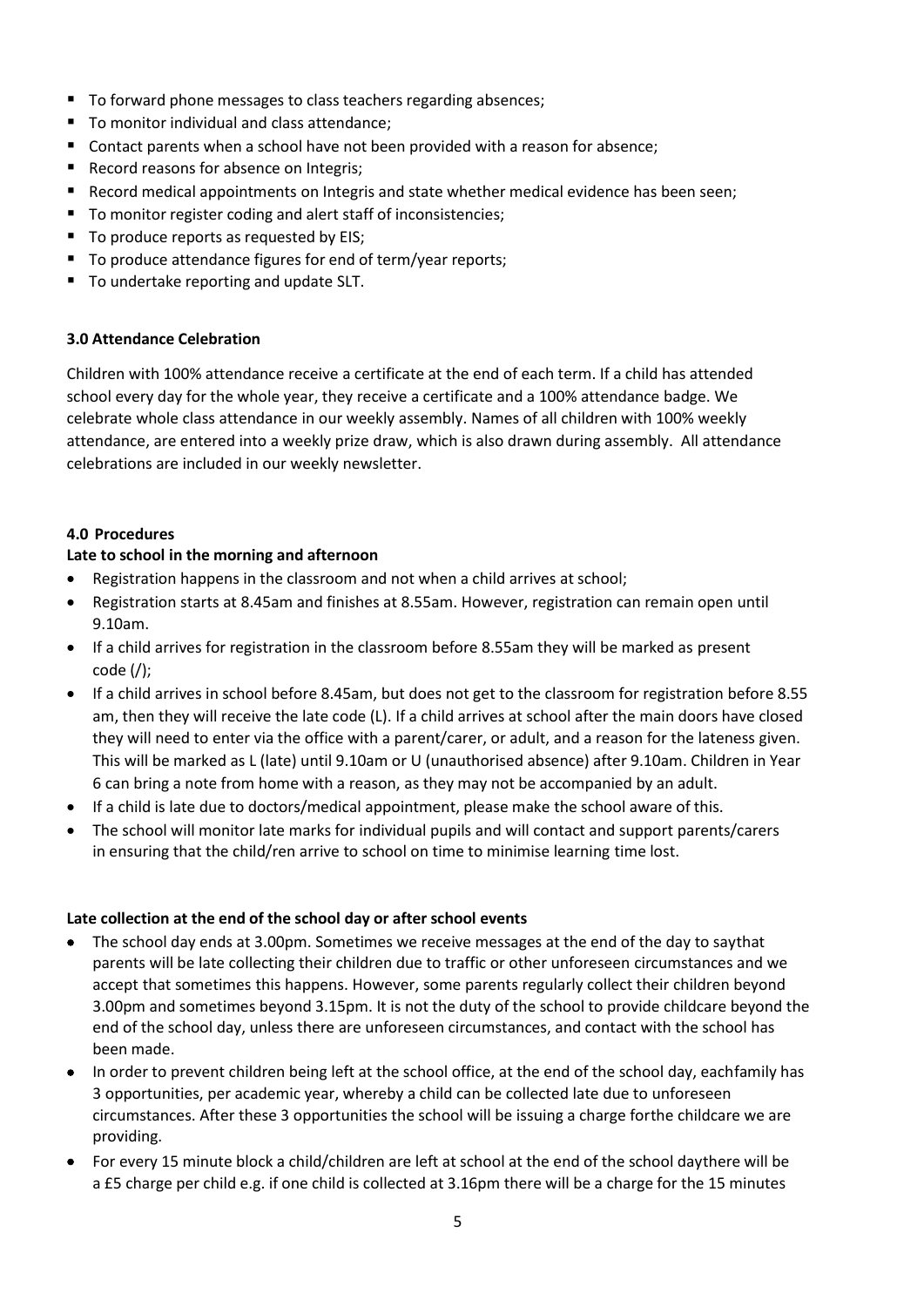- To forward phone messages to class teachers regarding absences;
- To monitor individual and class attendance;
- Contact parents when a school have not been provided with a reason for absence;
- Record reasons for absence on Integris;
- Record medical appointments on Integris and state whether medical evidence has been seen;
- To monitor register coding and alert staff of inconsistencies;
- To produce reports as requested by EIS;
- To produce attendance figures for end of term/year reports;
- To undertake reporting and update SLT.

### 3.0 Attendance Celebration

Children with 100% attendance receive a certificate at the end of each term. If a child has attended school every day for the whole year, they receive a certificate and a 100% attendance badge. We celebrate whole class attendance in our weekly assembly. Names of all children with 100% weekly attendance, are entered into a weekly prize draw, which is also drawn during assembly. All attendance celebrations are included in our weekly newsletter.

### 4.0 Procedures

**Late to school in the morning and afternoon**

- Registration happens in the classroom and not when a child arrives at school;
- Registration starts at 8.45am and finishes at 8.55am. However, registration can remain open until 9.10am.
- If a child arrives for registration in the classroom before 8.55am they will be marked as present code (/);
- If a child arrives in school before 8.45am, but does not get to the classroom for registration before 8.55 am, then they will receive the late code (L). If a child arrives at school after the main doors have closed they will need to enter via the office with a parent/carer, or adult, and a reason for the lateness given. This will be marked as L (late) until 9.10am or U (unauthorised absence) after 9.10am. Children in Year 6 can bring a note from home with a reason, as they may not be accompanied by an adult.
- If a child is late due to doctors/medical appointment, please make the school aware of this.
- The school will monitor late marks for individual pupils and will contact and support parents/carers in ensuring that the child/ren arrive to school on time to minimise learning time lost.

**Late collection at the end of the school day or after school events**

- The school day ends at 3.00pm. Sometimes we receive messages at the end of the day to saythat parents will be late collecting their children due to traffic or other unforeseen circumstances and we accept that sometimes this happens. However, some parents regularly collect their children beyond 3.00pm and sometimes beyond 3.15pm. It is not the duty of the school to provide childcare beyond the end of the school day, unless there are unforeseen circumstances, and contact with the school has been made.
- In order to prevent children being left at the school office, at the end of the school day, eachfamily has 3 opportunities, per academic year, whereby a child can be collected late due to unforeseen circumstances. After these 3 opportunities the school will be issuing a charge forthe childcare we are providing.
- For every 15 minute block a child/children are left at school at the end of the school daythere will be a £5 charge per child e.g. if one child is collected at 3.16pm there will be a charge for the 15 minutes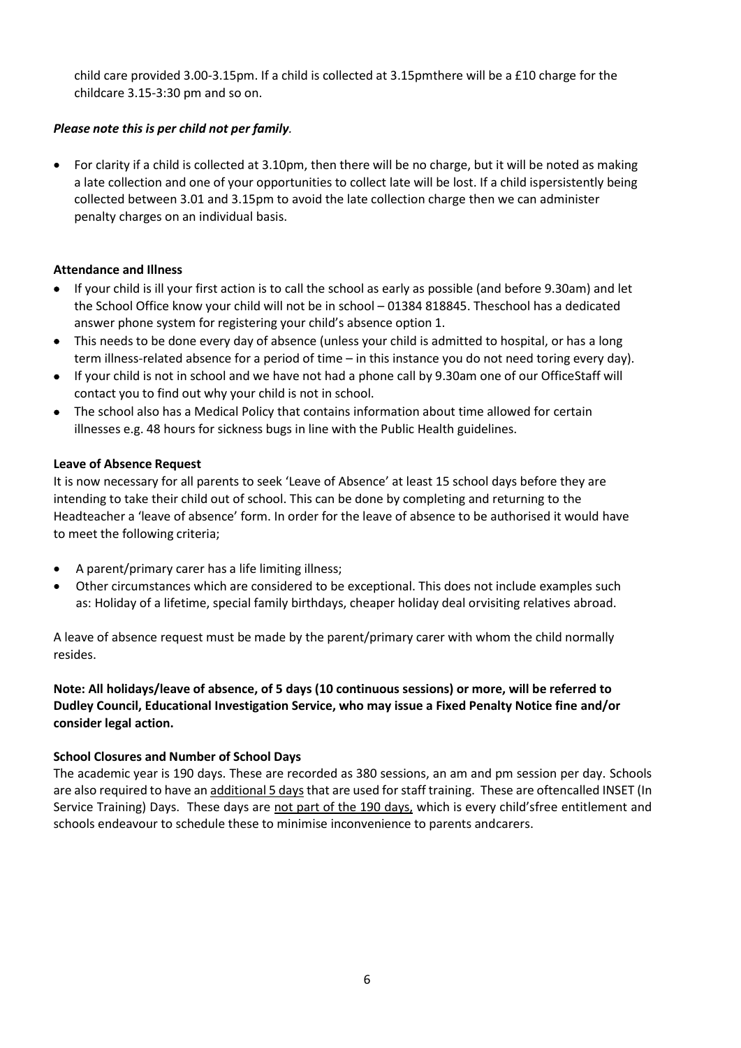child care provided 3.00-3.15pm. If a child is collected at 3.15pmthere will be a £10 charge for the childcare 3.15-3:30 pm and so on.

***Please note this is per child not per family*.**

- For clarity if a child is collected at 3.10pm, then there will be no charge, but it will be noted as making a late collection and one of your opportunities to collect late will be lost. If a child ispersistently being collected between 3.01 and 3.15pm to avoid the late collection charge then we can administer penalty charges on an individual basis.

**Attendance and Illness**

- If your child is ill your first action is to call the school as early as possible (and before 9.30am) and let the School Office know your child will not be in school – 01384 818845. Theschool has a dedicated answer phone system for registering your child's absence option 1.
- This needs to be done every day of absence (unless your child is admitted to hospital, or has a long term illness-related absence for a period of time – in this instance you do not need toring every day).
- If your child is not in school and we have not had a phone call by 9.30am one of our OfficeStaff will contact you to find out why your child is not in school.
- The school also has a Medical Policy that contains information about time allowed for certain illnesses e.g. 48 hours for sickness bugs in line with the Public Health guidelines.

**Leave of Absence Request**

It is now necessary for all parents to seek 'Leave of Absence' at least 15 school days before they are intending to take their child out of school. This can be done by completing and returning to the Headteacher a 'leave of absence' form. In order for the leave of absence to be authorised it would have to meet the following criteria;

- A parent/primary carer has a life limiting illness;
- Other circumstances which are considered to be exceptional. This does not include examples such as: Holiday of a lifetime, special family birthdays, cheaper holiday deal orvisiting relatives abroad.

A leave of absence request must be made by the parent/primary carer with whom the child normally resides.

**Note: All holidays/leave of absence, of 5 days (10 continuous sessions) or more, will be referred to Dudley Council, Educational Investigation Service, who may issue a Fixed Penalty Notice fine and/or consider legal action.**

**School Closures and Number of School Days**

The academic year is 190 days. These are recorded as 380 sessions, an am and pm session per day. Schools are also required to have an additional 5 days that are used for staff training. These are oftencalled INSET (In Service Training) Days. These days are not part of the 190 days, which is every child'sfree entitlement and schools endeavour to schedule these to minimise inconvenience to parents andcarers.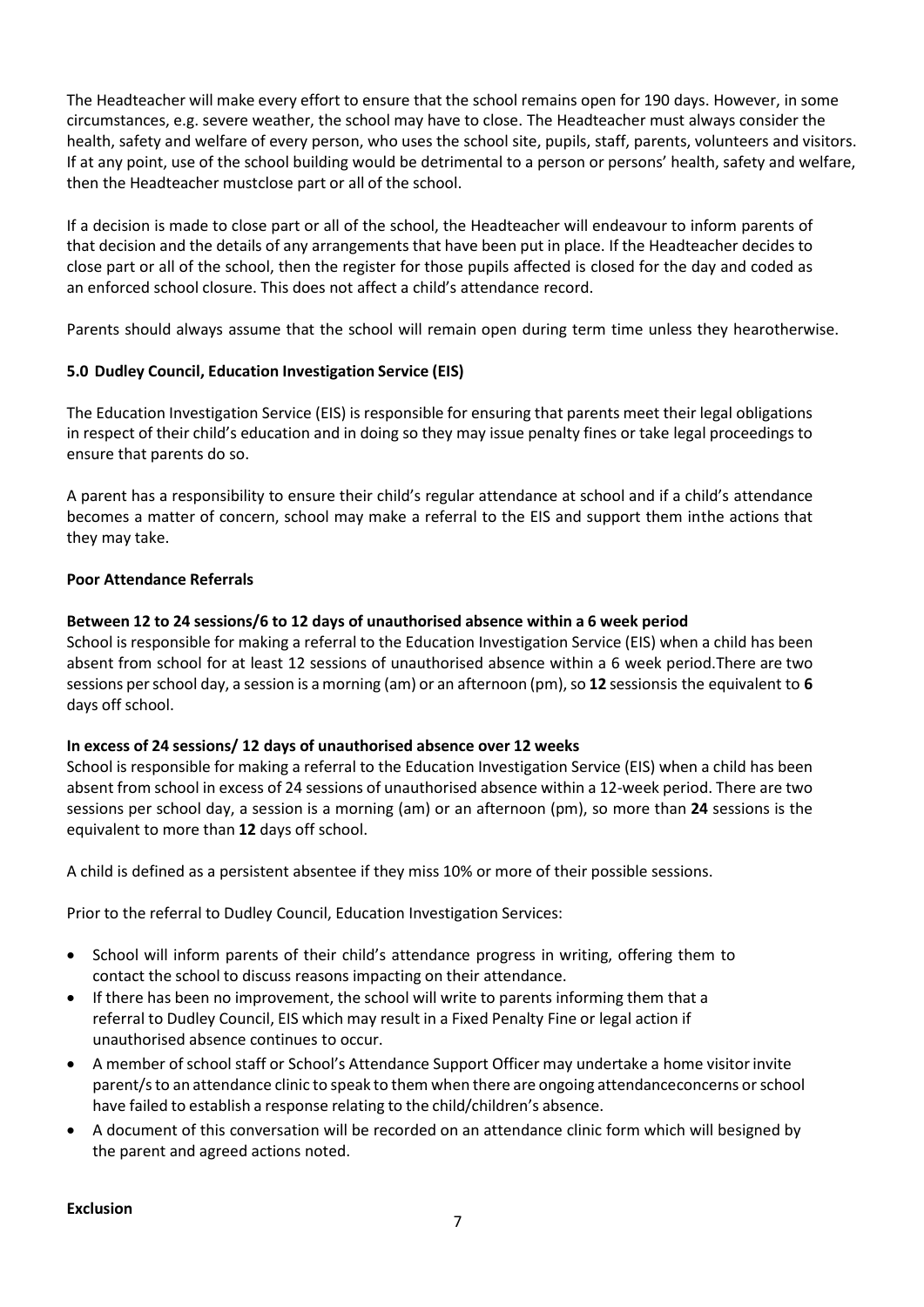The Headteacher will make every effort to ensure that the school remains open for 190 days. However, in some circumstances, e.g. severe weather, the school may have to close. The Headteacher must always consider the health, safety and welfare of every person, who uses the school site, pupils, staff, parents, volunteers and visitors. If at any point, use of the school building would be detrimental to a person or persons' health, safety and welfare, then the Headteacher mustclose part or all of the school.

If a decision is made to close part or all of the school, the Headteacher will endeavour to inform parents of that decision and the details of any arrangements that have been put in place. If the Headteacher decides to close part or all of the school, then the register for those pupils affected is closed for the day and coded as an enforced school closure. This does not affect a child's attendance record.

Parents should always assume that the school will remain open during term time unless they hearotherwise.

## 5.0 Dudley Council, Education Investigation Service (EIS)

The Education Investigation Service (EIS) is responsible for ensuring that parents meet their legal obligations in respect of their child's education and in doing so they may issue penalty fines or take legal proceedings to ensure that parents do so.

A parent has a responsibility to ensure their child's regular attendance at school and if a child's attendance becomes a matter of concern, school may make a referral to the EIS and support them inthe actions that they may take.

**Poor Attendance Referrals**

**Between 12 to 24 sessions/6 to 12 days of unauthorised absence within a 6 week period**

School is responsible for making a referral to the Education Investigation Service (EIS) when a child has been absent from school for at least 12 sessions of unauthorised absence within a 6 week period.There are two sessions per school day, a session is a morning (am) or an afternoon (pm), so **12** sessionsis the equivalent to **6** days off school.

**In excess of 24 sessions/ 12 days of unauthorised absence over 12 weeks**

School is responsible for making a referral to the Education Investigation Service (EIS) when a child has been absent from school in excess of 24 sessions of unauthorised absence within a 12-week period. There are two sessions per school day, a session is a morning (am) or an afternoon (pm), so more than **24** sessions is the equivalent to more than **12** days off school.

A child is defined as a persistent absentee if they miss 10% or more of their possible sessions.

Prior to the referral to Dudley Council, Education Investigation Services:

- School will inform parents of their child's attendance progress in writing, offering them to contact the school to discuss reasons impacting on their attendance.
- If there has been no improvement, the school will write to parents informing them that a referral to Dudley Council, EIS which may result in a Fixed Penalty Fine or legal action if unauthorised absence continues to occur.
- A member of school staff or School's Attendance Support Officer may undertake a home visitor invite parent/s to an attendance clinic to speak to them when there are ongoing attendanceconcerns or school have failed to establish a response relating to the child/children's absence.
- A document of this conversation will be recorded on an attendance clinic form which will besigned by the parent and agreed actions noted.

**Exclusion**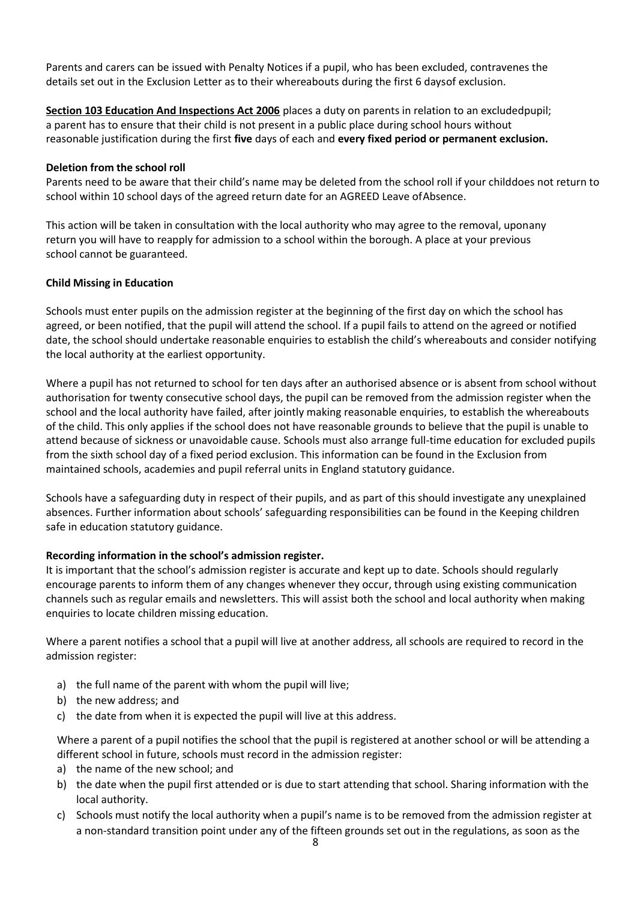Parents and carers can be issued with Penalty Notices if a pupil, who has been excluded, contravenes the details set out in the Exclusion Letter as to their whereabouts during the first 6 daysof exclusion.

**Section 103 Education And Inspections Act 2006** places a duty on parents in relation to an excludedpupil; a parent has to ensure that their child is not present in a public place during school hours without reasonable justification during the first **five** days of each and **every fixed period or permanent exclusion.**

**Deletion from the school roll**

Parents need to be aware that their child's name may be deleted from the school roll if your childdoes not return to school within 10 school days of the agreed return date for an AGREED Leave ofAbsence.

This action will be taken in consultation with the local authority who may agree to the removal, uponany return you will have to reapply for admission to a school within the borough. A place at your previous school cannot be guaranteed.

**Child Missing in Education**

Schools must enter pupils on the admission register at the beginning of the first day on which the school has agreed, or been notified, that the pupil will attend the school. If a pupil fails to attend on the agreed or notified date, the school should undertake reasonable enquiries to establish the child's whereabouts and consider notifying the local authority at the earliest opportunity.

Where a pupil has not returned to school for ten days after an authorised absence or is absent from school without authorisation for twenty consecutive school days, the pupil can be removed from the admission register when the school and the local authority have failed, after jointly making reasonable enquiries, to establish the whereabouts of the child. This only applies if the school does not have reasonable grounds to believe that the pupil is unable to attend because of sickness or unavoidable cause. Schools must also arrange full-time education for excluded pupils from the sixth school day of a fixed period exclusion. This information can be found in the Exclusion from maintained schools, academies and pupil referral units in England statutory guidance.

Schools have a safeguarding duty in respect of their pupils, and as part of this should investigate any unexplained absences. Further information about schools' safeguarding responsibilities can be found in the Keeping children safe in education statutory guidance.

**Recording information in the school's admission register.**

It is important that the school's admission register is accurate and kept up to date. Schools should regularly encourage parents to inform them of any changes whenever they occur, through using existing communication channels such as regular emails and newsletters. This will assist both the school and local authority when making enquiries to locate children missing education.

Where a parent notifies a school that a pupil will live at another address, all schools are required to record in the admission register:

a) the full name of the parent with whom the pupil will live;
b) the new address; and
c) the date from when it is expected the pupil will live at this address.

Where a parent of a pupil notifies the school that the pupil is registered at another school or will be attending a different school in future, schools must record in the admission register:

a) the name of the new school; and
b) the date when the pupil first attended or is due to start attending that school. Sharing information with the local authority.
c) Schools must notify the local authority when a pupil's name is to be removed from the admission register at a non-standard transition point under any of the fifteen grounds set out in the regulations, as soon as the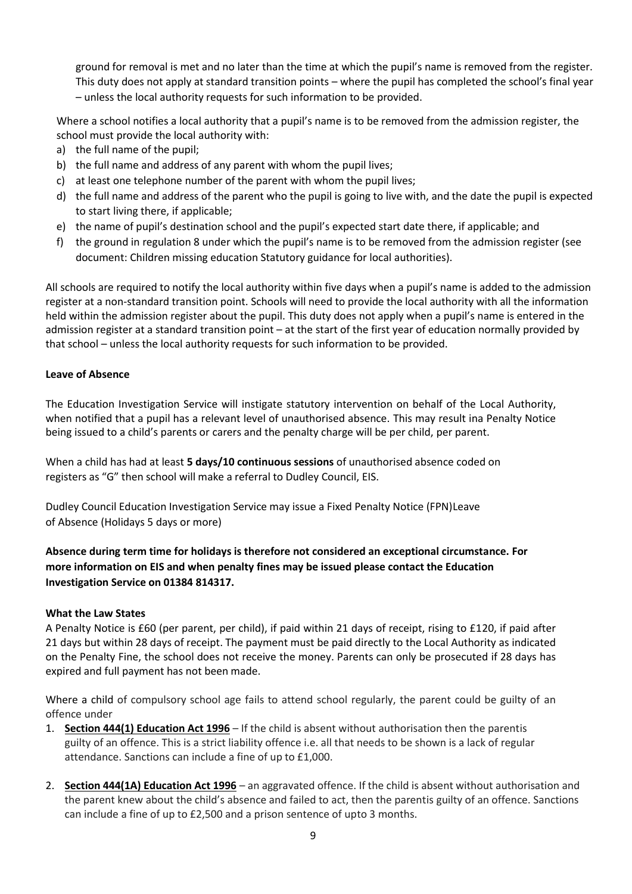ground for removal is met and no later than the time at which the pupil's name is removed from the register. This duty does not apply at standard transition points – where the pupil has completed the school's final year – unless the local authority requests for such information to be provided.

Where a school notifies a local authority that a pupil's name is to be removed from the admission register, the school must provide the local authority with:

a) the full name of the pupil;
b) the full name and address of any parent with whom the pupil lives;
c) at least one telephone number of the parent with whom the pupil lives;
d) the full name and address of the parent who the pupil is going to live with, and the date the pupil is expected to start living there, if applicable;
e) the name of pupil's destination school and the pupil's expected start date there, if applicable; and
f) the ground in regulation 8 under which the pupil's name is to be removed from the admission register (see document: Children missing education Statutory guidance for local authorities).

All schools are required to notify the local authority within five days when a pupil's name is added to the admission register at a non-standard transition point. Schools will need to provide the local authority with all the information held within the admission register about the pupil. This duty does not apply when a pupil's name is entered in the admission register at a standard transition point – at the start of the first year of education normally provided by that school – unless the local authority requests for such information to be provided.

**Leave of Absence**

The Education Investigation Service will instigate statutory intervention on behalf of the Local Authority, when notified that a pupil has a relevant level of unauthorised absence. This may result ina Penalty Notice being issued to a child's parents or carers and the penalty charge will be per child, per parent.

When a child has had at least **5 days/10 continuous sessions** of unauthorised absence coded on registers as "G" then school will make a referral to Dudley Council, EIS.

Dudley Council Education Investigation Service may issue a Fixed Penalty Notice (FPN)Leave of Absence (Holidays 5 days or more)

**Absence during term time for holidays is therefore not considered an exceptional circumstance. For more information on EIS and when penalty fines may be issued please contact the Education Investigation Service on 01384 814317.**

**What the Law States**

A Penalty Notice is £60 (per parent, per child), if paid within 21 days of receipt, rising to £120, if paid after 21 days but within 28 days of receipt. The payment must be paid directly to the Local Authority as indicated on the Penalty Fine, the school does not receive the money. Parents can only be prosecuted if 28 days has expired and full payment has not been made.

Where a child of compulsory school age fails to attend school regularly, the parent could be guilty of an offence under

1. **Section 444(1) Education Act 1996** – If the child is absent without authorisation then the parentis guilty of an offence. This is a strict liability offence i.e. all that needs to be shown is a lack of regular attendance. Sanctions can include a fine of up to £1,000.

2. **Section 444(1A) Education Act 1996** – an aggravated offence. If the child is absent without authorisation and the parent knew about the child's absence and failed to act, then the parentis guilty of an offence. Sanctions can include a fine of up to £2,500 and a prison sentence of upto 3 months.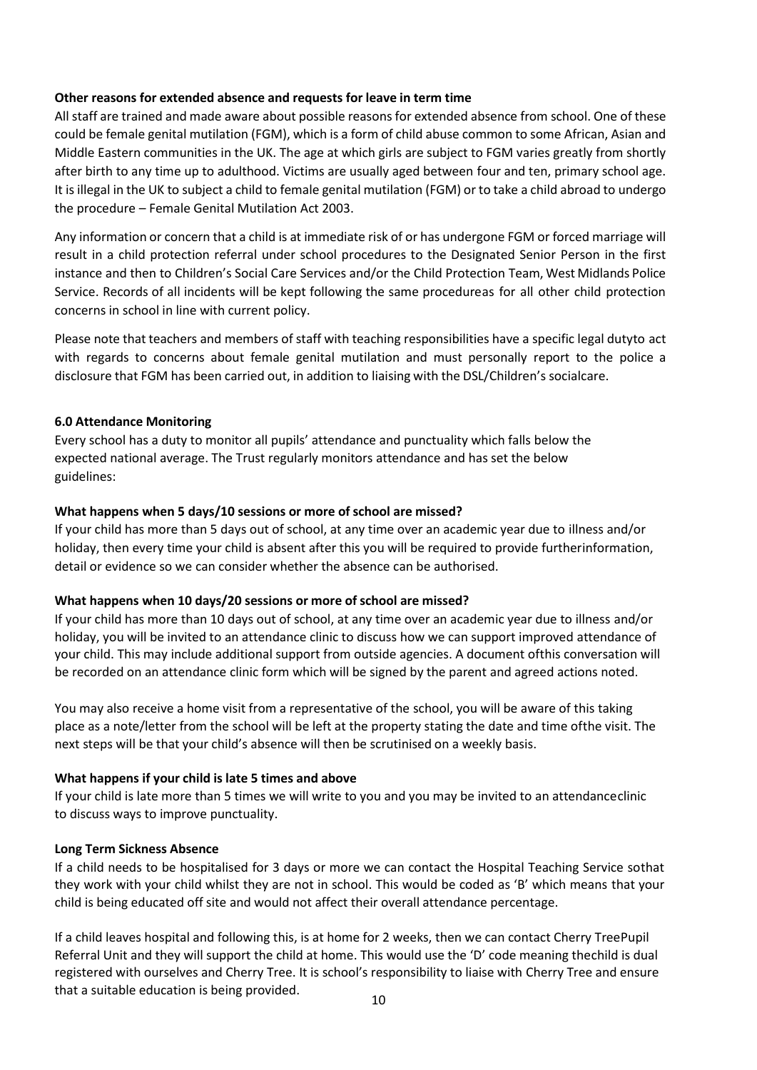**Other reasons for extended absence and requests for leave in term time**

All staff are trained and made aware about possible reasons for extended absence from school. One of these could be female genital mutilation (FGM), which is a form of child abuse common to some African, Asian and Middle Eastern communities in the UK. The age at which girls are subject to FGM varies greatly from shortly after birth to any time up to adulthood. Victims are usually aged between four and ten, primary school age. It is illegal in the UK to subject a child to female genital mutilation (FGM) or to take a child abroad to undergo the procedure – Female Genital Mutilation Act 2003.

Any information or concern that a child is at immediate risk of or has undergone FGM or forced marriage will result in a child protection referral under school procedures to the Designated Senior Person in the first instance and then to Children's Social Care Services and/or the Child Protection Team, West Midlands Police Service. Records of all incidents will be kept following the same procedureas for all other child protection concerns in school in line with current policy.

Please note that teachers and members of staff with teaching responsibilities have a specific legal dutyto act with regards to concerns about female genital mutilation and must personally report to the police a disclosure that FGM has been carried out, in addition to liaising with the DSL/Children's socialcare.

**6.0 Attendance Monitoring**

Every school has a duty to monitor all pupils' attendance and punctuality which falls below the expected national average. The Trust regularly monitors attendance and has set the below guidelines:

**What happens when 5 days/10 sessions or more of school are missed?**

If your child has more than 5 days out of school, at any time over an academic year due to illness and/or holiday, then every time your child is absent after this you will be required to provide furtherinformation, detail or evidence so we can consider whether the absence can be authorised.

**What happens when 10 days/20 sessions or more of school are missed?**

If your child has more than 10 days out of school, at any time over an academic year due to illness and/or holiday, you will be invited to an attendance clinic to discuss how we can support improved attendance of your child. This may include additional support from outside agencies. A document ofthis conversation will be recorded on an attendance clinic form which will be signed by the parent and agreed actions noted.

You may also receive a home visit from a representative of the school, you will be aware of this taking place as a note/letter from the school will be left at the property stating the date and time ofthe visit. The next steps will be that your child's absence will then be scrutinised on a weekly basis.

**What happens if your child is late 5 times and above**

If your child is late more than 5 times we will write to you and you may be invited to an attendanceclinic to discuss ways to improve punctuality.

**Long Term Sickness Absence**

If a child needs to be hospitalised for 3 days or more we can contact the Hospital Teaching Service sothat they work with your child whilst they are not in school. This would be coded as 'B' which means that your child is being educated off site and would not affect their overall attendance percentage.

If a child leaves hospital and following this, is at home for 2 weeks, then we can contact Cherry TreePupil Referral Unit and they will support the child at home. This would use the 'D' code meaning thechild is dual registered with ourselves and Cherry Tree. It is school's responsibility to liaise with Cherry Tree and ensure that a suitable education is being provided.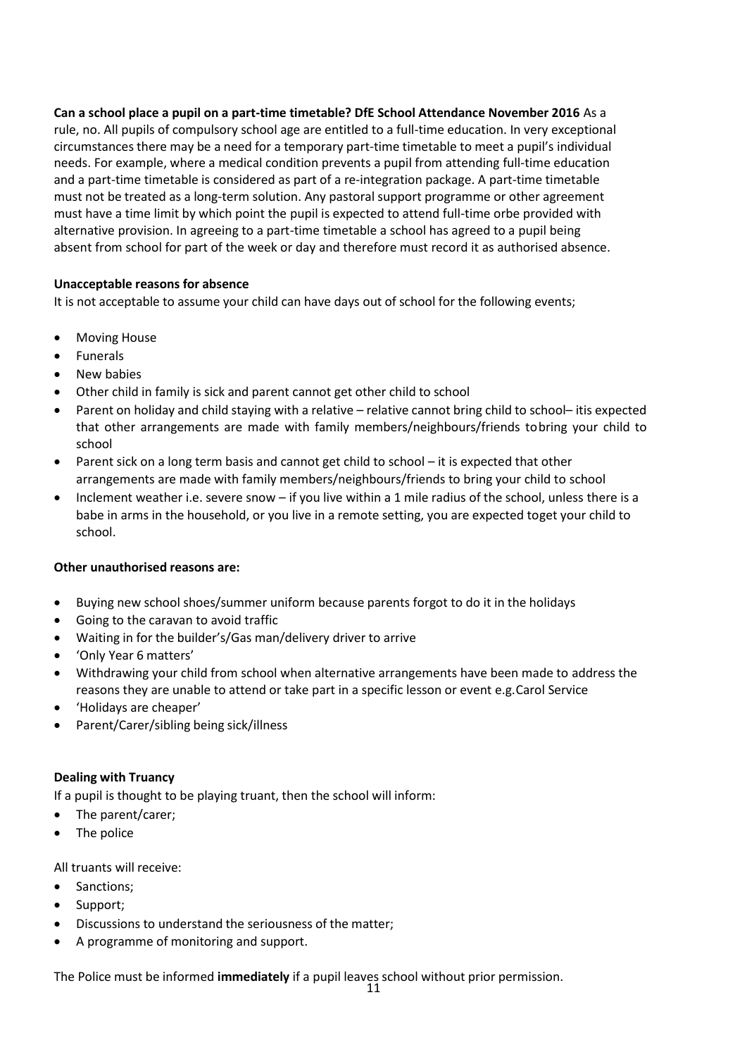**Can a school place a pupil on a part-time timetable? DfE School Attendance November 2016** As a rule, no. All pupils of compulsory school age are entitled to a full-time education. In very exceptional circumstances there may be a need for a temporary part-time timetable to meet a pupil's individual needs. For example, where a medical condition prevents a pupil from attending full-time education and a part-time timetable is considered as part of a re-integration package. A part-time timetable must not be treated as a long-term solution. Any pastoral support programme or other agreement must have a time limit by which point the pupil is expected to attend full-time orbe provided with alternative provision. In agreeing to a part-time timetable a school has agreed to a pupil being absent from school for part of the week or day and therefore must record it as authorised absence.

**Unacceptable reasons for absence**

It is not acceptable to assume your child can have days out of school for the following events;

- Moving House
- Funerals
- New babies
- Other child in family is sick and parent cannot get other child to school
- Parent on holiday and child staying with a relative – relative cannot bring child to school– itis expected that other arrangements are made with family members/neighbours/friends tobring your child to school
- Parent sick on a long term basis and cannot get child to school – it is expected that other arrangements are made with family members/neighbours/friends to bring your child to school
- Inclement weather i.e. severe snow – if you live within a 1 mile radius of the school, unless there is a babe in arms in the household, or you live in a remote setting, you are expected toget your child to school.

**Other unauthorised reasons are:**

- Buying new school shoes/summer uniform because parents forgot to do it in the holidays
- Going to the caravan to avoid traffic
- Waiting in for the builder's/Gas man/delivery driver to arrive
- 'Only Year 6 matters'
- Withdrawing your child from school when alternative arrangements have been made to address the reasons they are unable to attend or take part in a specific lesson or event e.g.Carol Service
- 'Holidays are cheaper'
- Parent/Carer/sibling being sick/illness

**Dealing with Truancy**

If a pupil is thought to be playing truant, then the school will inform:

- The parent/carer;
- The police

All truants will receive:

- Sanctions;
- Support;
- Discussions to understand the seriousness of the matter;
- A programme of monitoring and support.

The Police must be informed **immediately** if a pupil leaves school without prior permission.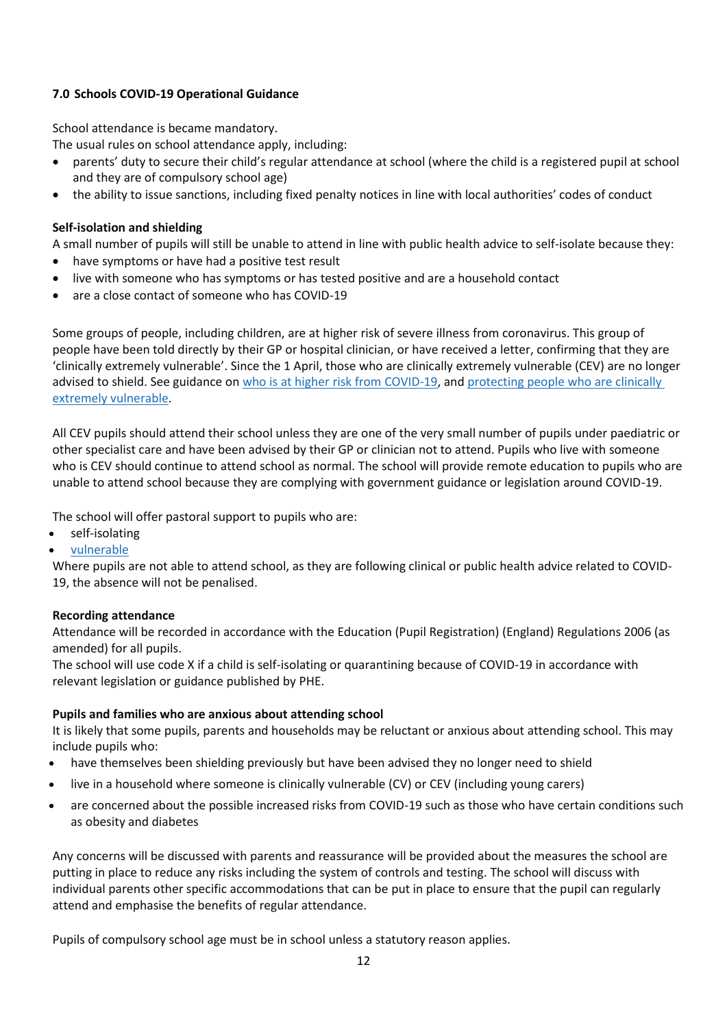### 7.0 Schools COVID-19 Operational Guidance

School attendance is became mandatory.

The usual rules on school attendance apply, including:

- parents' duty to secure their child's regular attendance at school (where the child is a registered pupil at school and they are of compulsory school age)
- the ability to issue sanctions, including fixed penalty notices in line with local authorities' codes of conduct

**Self-isolation and shielding**

A small number of pupils will still be unable to attend in line with public health advice to self-isolate because they:

- have symptoms or have had a positive test result
- live with someone who has symptoms or has tested positive and are a household contact
- are a close contact of someone who has COVID-19

Some groups of people, including children, are at higher risk of severe illness from coronavirus. This group of people have been told directly by their GP or hospital clinician, or have received a letter, confirming that they are 'clinically extremely vulnerable'. Since the 1 April, those who are clinically extremely vulnerable (CEV) are no longer advised to shield. See guidance on [who is at higher risk from COVID-19](), and [protecting people who are clinically extremely vulnerable]().

All CEV pupils should attend their school unless they are one of the very small number of pupils under paediatric or other specialist care and have been advised by their GP or clinician not to attend. Pupils who live with someone who is CEV should continue to attend school as normal. The school will provide remote education to pupils who are unable to attend school because they are complying with government guidance or legislation around COVID-19.

The school will offer pastoral support to pupils who are:

- self-isolating
- [vulnerable]()

Where pupils are not able to attend school, as they are following clinical or public health advice related to COVID-19, the absence will not be penalised.

**Recording attendance**

Attendance will be recorded in accordance with the Education (Pupil Registration) (England) Regulations 2006 (as amended) for all pupils.

The school will use code X if a child is self-isolating or quarantining because of COVID-19 in accordance with relevant legislation or guidance published by PHE.

**Pupils and families who are anxious about attending school**

It is likely that some pupils, parents and households may be reluctant or anxious about attending school. This may include pupils who:

- have themselves been shielding previously but have been advised they no longer need to shield
- live in a household where someone is clinically vulnerable (CV) or CEV (including young carers)
- are concerned about the possible increased risks from COVID-19 such as those who have certain conditions such as obesity and diabetes

Any concerns will be discussed with parents and reassurance will be provided about the measures the school are putting in place to reduce any risks including the system of controls and testing. The school will discuss with individual parents other specific accommodations that can be put in place to ensure that the pupil can regularly attend and emphasise the benefits of regular attendance.

Pupils of compulsory school age must be in school unless a statutory reason applies.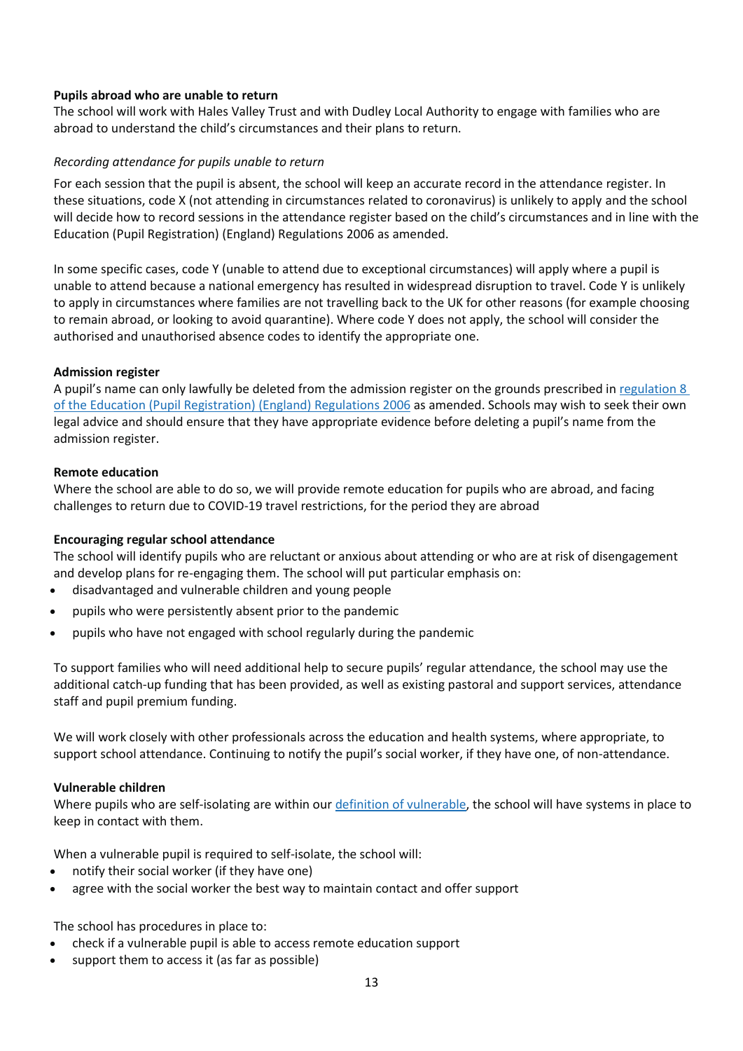**Pupils abroad who are unable to return**

The school will work with Hales Valley Trust and with Dudley Local Authority to engage with families who are abroad to understand the child's circumstances and their plans to return.

*Recording attendance for pupils unable to return*

For each session that the pupil is absent, the school will keep an accurate record in the attendance register. In these situations, code X (not attending in circumstances related to coronavirus) is unlikely to apply and the school will decide how to record sessions in the attendance register based on the child's circumstances and in line with the Education (Pupil Registration) (England) Regulations 2006 as amended.

In some specific cases, code Y (unable to attend due to exceptional circumstances) will apply where a pupil is unable to attend because a national emergency has resulted in widespread disruption to travel. Code Y is unlikely to apply in circumstances where families are not travelling back to the UK for other reasons (for example choosing to remain abroad, or looking to avoid quarantine). Where code Y does not apply, the school will consider the authorised and unauthorised absence codes to identify the appropriate one.

**Admission register**

A pupil's name can only lawfully be deleted from the admission register on the grounds prescribed in regulation 8 of the Education (Pupil Registration) (England) Regulations 2006 as amended. Schools may wish to seek their own legal advice and should ensure that they have appropriate evidence before deleting a pupil's name from the admission register.

**Remote education**

Where the school are able to do so, we will provide remote education for pupils who are abroad, and facing challenges to return due to COVID-19 travel restrictions, for the period they are abroad

**Encouraging regular school attendance**

The school will identify pupils who are reluctant or anxious about attending or who are at risk of disengagement and develop plans for re-engaging them. The school will put particular emphasis on:

- disadvantaged and vulnerable children and young people
- pupils who were persistently absent prior to the pandemic
- pupils who have not engaged with school regularly during the pandemic

To support families who will need additional help to secure pupils' regular attendance, the school may use the additional catch-up funding that has been provided, as well as existing pastoral and support services, attendance staff and pupil premium funding.

We will work closely with other professionals across the education and health systems, where appropriate, to support school attendance. Continuing to notify the pupil's social worker, if they have one, of non-attendance.

**Vulnerable children**

Where pupils who are self-isolating are within our definition of vulnerable, the school will have systems in place to keep in contact with them.

When a vulnerable pupil is required to self-isolate, the school will:

- notify their social worker (if they have one)
- agree with the social worker the best way to maintain contact and offer support

The school has procedures in place to:

- check if a vulnerable pupil is able to access remote education support
- support them to access it (as far as possible)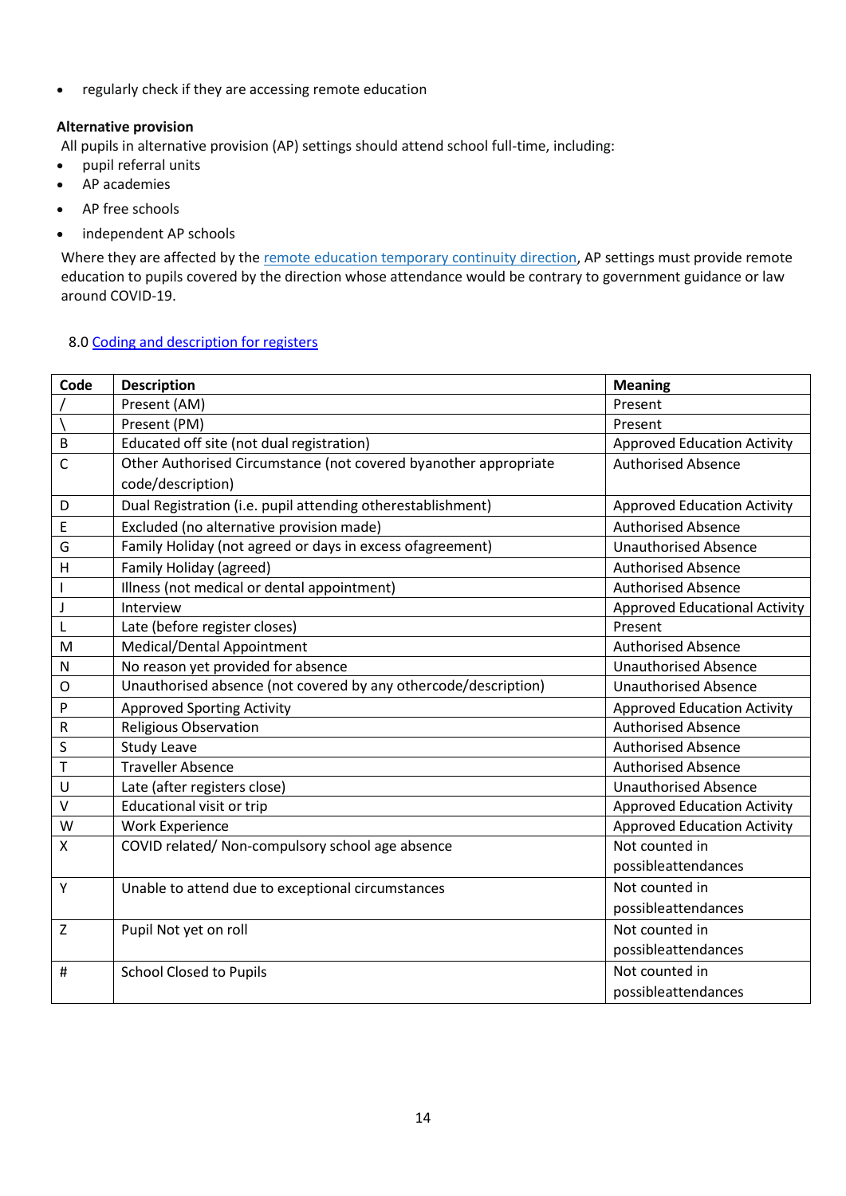- regularly check if they are accessing remote education

**Alternative provision**

All pupils in alternative provision (AP) settings should attend school full-time, including:

- pupil referral units
- AP academies
- AP free schools
- independent AP schools

Where they are affected by the remote education temporary continuity direction, AP settings must provide remote education to pupils covered by the direction whose attendance would be contrary to government guidance or law around COVID-19.

8.0 Coding and description for registers

| Code | Description | Meaning |
|---|---|---|
| / | Present (AM) | Present |
| \ | Present (PM) | Present |
| B | Educated off site (not dual registration) | Approved Education Activity |
| C | Other Authorised Circumstance (not covered byanother appropriate code/description) | Authorised Absence |
| D | Dual Registration (i.e. pupil attending otherestablishment) | Approved Education Activity |
| E | Excluded (no alternative provision made) | Authorised Absence |
| G | Family Holiday (not agreed or days in excess ofagreement) | Unauthorised Absence |
| H | Family Holiday (agreed) | Authorised Absence |
| I | Illness (not medical or dental appointment) | Authorised Absence |
| J | Interview | Approved Educational Activity |
| L | Late (before register closes) | Present |
| M | Medical/Dental Appointment | Authorised Absence |
| N | No reason yet provided for absence | Unauthorised Absence |
| O | Unauthorised absence (not covered by any othercode/description) | Unauthorised Absence |
| P | Approved Sporting Activity | Approved Education Activity |
| R | Religious Observation | Authorised Absence |
| S | Study Leave | Authorised Absence |
| T | Traveller Absence | Authorised Absence |
| U | Late (after registers close) | Unauthorised Absence |
| V | Educational visit or trip | Approved Education Activity |
| W | Work Experience | Approved Education Activity |
| X | COVID related/ Non-compulsory school age absence | Not counted in possibleattendances |
| Y | Unable to attend due to exceptional circumstances | Not counted in possibleattendances |
| Z | Pupil Not yet on roll | Not counted in possibleattendances |
| # | School Closed to Pupils | Not counted in possibleattendances |